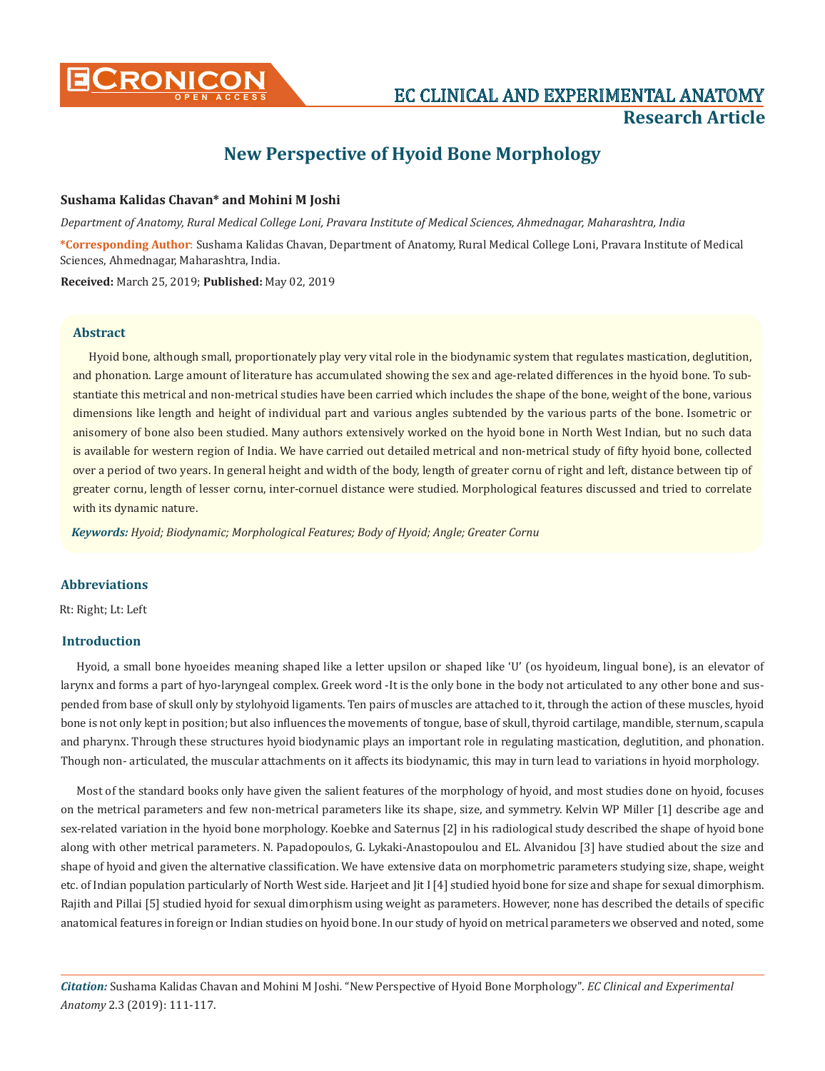# New Perspective of Hyoid Bone Morphology

**Sushama Kalidas Chavan* and Mohini M Joshi**

*Department of Anatomy, Rural Medical College Loni, Pravara Institute of Medical Sciences, Ahmednagar, Maharashtra, India*

**\*Corresponding Author**: Sushama Kalidas Chavan, Department of Anatomy, Rural Medical College Loni, Pravara Institute of Medical Sciences, Ahmednagar, Maharashtra, India.

**Received:** March 25, 2019; **Published:** May 02, 2019

## Abstract

Hyoid bone, although small, proportionately play very vital role in the biodynamic system that regulates mastication, deglutition, and phonation. Large amount of literature has accumulated showing the sex and age-related differences in the hyoid bone. To substantiate this metrical and non-metrical studies have been carried which includes the shape of the bone, weight of the bone, various dimensions like length and height of individual part and various angles subtended by the various parts of the bone. Isometric or anisomery of bone also been studied. Many authors extensively worked on the hyoid bone in North West Indian, but no such data is available for western region of India. We have carried out detailed metrical and non-metrical study of fifty hyoid bone, collected over a period of two years. In general height and width of the body, length of greater cornu of right and left, distance between tip of greater cornu, length of lesser cornu, inter-cornuel distance were studied. Morphological features discussed and tried to correlate with its dynamic nature.

***Keywords:*** *Hyoid; Biodynamic; Morphological Features; Body of Hyoid; Angle; Greater Cornu*

## Abbreviations

Rt: Right; Lt: Left

## Introduction

Hyoid, a small bone hyoeides meaning shaped like a letter upsilon or shaped like 'U' (os hyoideum, lingual bone), is an elevator of larynx and forms a part of hyo-laryngeal complex. Greek word -It is the only bone in the body not articulated to any other bone and suspended from base of skull only by stylohyoid ligaments. Ten pairs of muscles are attached to it, through the action of these muscles, hyoid bone is not only kept in position; but also influences the movements of tongue, base of skull, thyroid cartilage, mandible, sternum, scapula and pharynx. Through these structures hyoid biodynamic plays an important role in regulating mastication, deglutition, and phonation. Though non- articulated, the muscular attachments on it affects its biodynamic, this may in turn lead to variations in hyoid morphology.

Most of the standard books only have given the salient features of the morphology of hyoid, and most studies done on hyoid, focuses on the metrical parameters and few non-metrical parameters like its shape, size, and symmetry. Kelvin WP Miller [1] describe age and sex-related variation in the hyoid bone morphology. Koebke and Saternus [2] in his radiological study described the shape of hyoid bone along with other metrical parameters. N. Papadopoulos, G. Lykaki-Anastopoulou and EL. Alvanidou [3] have studied about the size and shape of hyoid and given the alternative classification. We have extensive data on morphometric parameters studying size, shape, weight etc. of Indian population particularly of North West side. Harjeet and Jit I [4] studied hyoid bone for size and shape for sexual dimorphism. Rajith and Pillai [5] studied hyoid for sexual dimorphism using weight as parameters. However, none has described the details of specific anatomical features in foreign or Indian studies on hyoid bone. In our study of hyoid on metrical parameters we observed and noted, some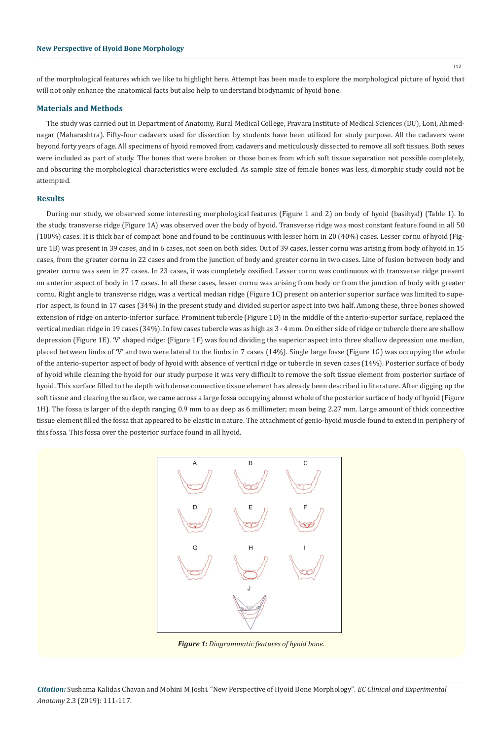of the morphological features which we like to highlight here. Attempt has been made to explore the morphological picture of hyoid that will not only enhance the anatomical facts but also help to understand biodynamic of hyoid bone.

## Materials and Methods

The study was carried out in Department of Anatomy, Rural Medical College, Pravara Institute of Medical Sciences (DU), Loni, Ahmednagar (Maharashtra). Fifty-four cadavers used for dissection by students have been utilized for study purpose. All the cadavers were beyond forty years of age. All specimens of hyoid removed from cadavers and meticulously dissected to remove all soft tissues. Both sexes were included as part of study. The bones that were broken or those bones from which soft tissue separation not possible completely, and obscuring the morphological characteristics were excluded. As sample size of female bones was less, dimorphic study could not be attempted.

## Results

During our study, we observed some interesting morphological features (Figure 1 and 2) on body of hyoid (basihyal) (Table 1). In the study, transverse ridge (Figure 1A) was observed over the body of hyoid. Transverse ridge was most constant feature found in all 50 (100%) cases. It is thick bar of compact bone and found to be continuous with lesser horn in 20 (40%) cases. Lesser cornu of hyoid (Figure 1B) was present in 39 cases, and in 6 cases, not seen on both sides. Out of 39 cases, lesser cornu was arising from body of hyoid in 15 cases, from the greater cornu in 22 cases and from the junction of body and greater cornu in two cases. Line of fusion between body and greater cornu was seen in 27 cases. In 23 cases, it was completely ossified. Lesser cornu was continuous with transverse ridge present on anterior aspect of body in 17 cases. In all these cases, lesser cornu was arising from body or from the junction of body with greater cornu. Right angle to transverse ridge, was a vertical median ridge (Figure 1C) present on anterior superior surface was limited to superior aspect, is found in 17 cases (34%) in the present study and divided superior aspect into two half. Among these, three bones showed extension of ridge on anterio-inferior surface. Prominent tubercle (Figure 1D) in the middle of the anterio-superior surface, replaced the vertical median ridge in 19 cases (34%). In few cases tubercle was as high as 3 - 4 mm. On either side of ridge or tubercle there are shallow depression (Figure 1E). 'V' shaped ridge: (Figure 1F) was found dividing the superior aspect into three shallow depression one median, placed between limbs of 'V' and two were lateral to the limbs in 7 cases (14%). Single large fosse (Figure 1G) was occupying the whole of the anterio-superior aspect of body of hyoid with absence of vertical ridge or tubercle in seven cases (14%). Posterior surface of body of hyoid while cleaning the hyoid for our study purpose it was very difficult to remove the soft tissue element from posterior surface of hyoid. This surface filled to the depth with dense connective tissue element has already been described in literature. After digging up the soft tissue and clearing the surface, we came across a large fossa occupying almost whole of the posterior surface of body of hyoid (Figure 1H). The fossa is larger of the depth ranging 0.9 mm to as deep as 6 millimeter; mean being 2.27 mm. Large amount of thick connective tissue element filled the fossa that appeared to be elastic in nature. The attachment of genio-hyoid muscle found to extend in periphery of this fossa. This fossa over the posterior surface found in all hyoid.

*Figure 1: Diagrammatic features of hyoid bone.*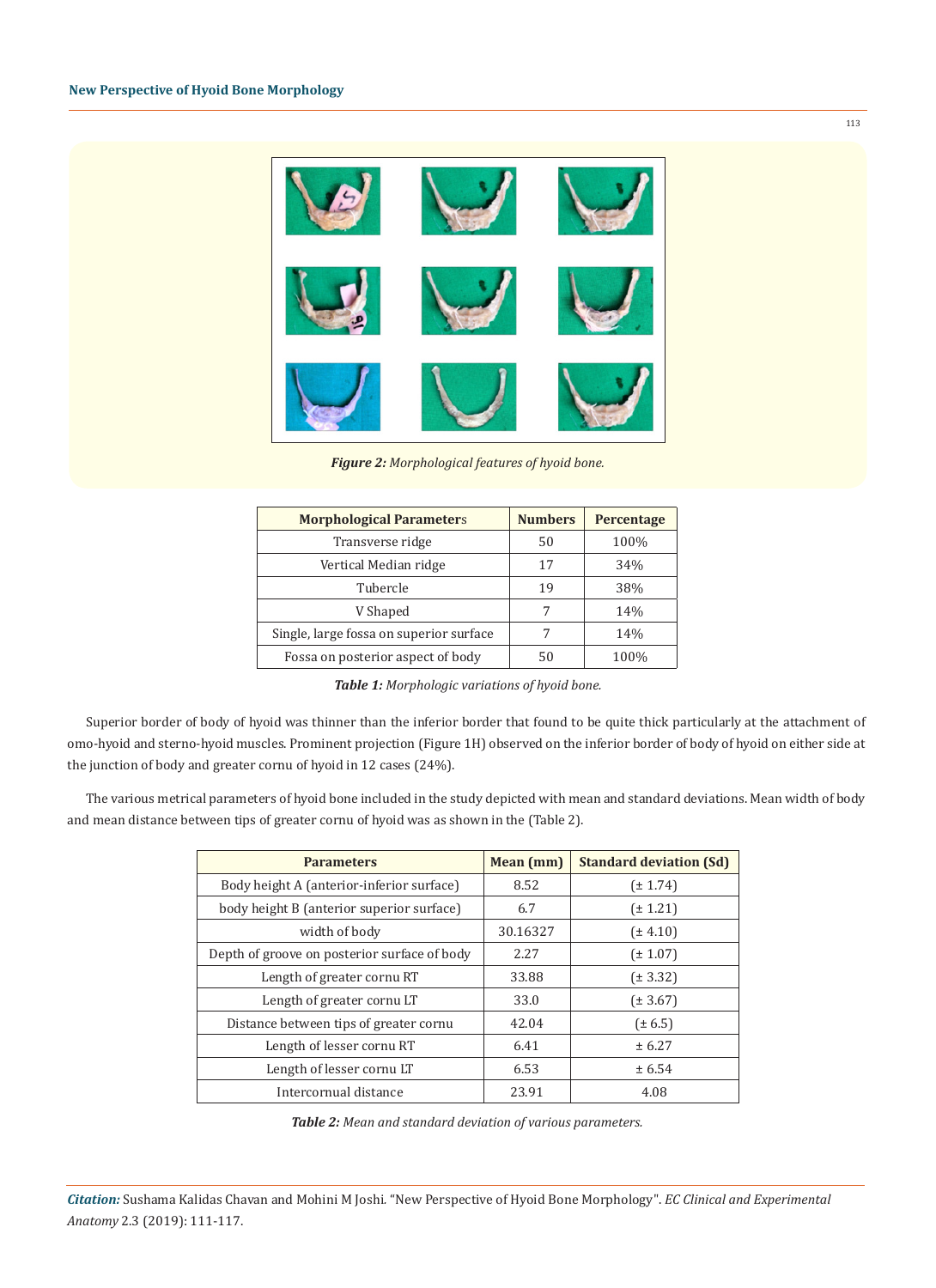*Figure 2: Morphological features of hyoid bone.*

| Morphological Parameters | Numbers | Percentage |
|---|---|---|
| Transverse ridge | 50 | 100% |
| Vertical Median ridge | 17 | 34% |
| Tubercle | 19 | 38% |
| V Shaped | 7 | 14% |
| Single, large fossa on superior surface | 7 | 14% |
| Fossa on posterior aspect of body | 50 | 100% |

***Table 1:*** *Morphologic variations of hyoid bone.*

Superior border of body of hyoid was thinner than the inferior border that found to be quite thick particularly at the attachment of omo-hyoid and sterno-hyoid muscles. Prominent projection (Figure 1H) observed on the inferior border of body of hyoid on either side at the junction of body and greater cornu of hyoid in 12 cases (24%).

The various metrical parameters of hyoid bone included in the study depicted with mean and standard deviations. Mean width of body and mean distance between tips of greater cornu of hyoid was as shown in the (Table 2).

| Parameters | Mean (mm) | Standard deviation (Sd) |
|---|---|---|
| Body height A (anterior-inferior surface) | 8.52 | (± 1.74) |
| body height B (anterior superior surface) | 6.7 | (± 1.21) |
| width of body | 30.16327 | (± 4.10) |
| Depth of groove on posterior surface of body | 2.27 | (± 1.07) |
| Length of greater cornu RT | 33.88 | (± 3.32) |
| Length of greater cornu LT | 33.0 | (± 3.67) |
| Distance between tips of greater cornu | 42.04 | (± 6.5) |
| Length of lesser cornu RT | 6.41 | ± 6.27 |
| Length of lesser cornu LT | 6.53 | ± 6.54 |
| Intercornual distance | 23.91 | 4.08 |

***Table 2:*** *Mean and standard deviation of various parameters.*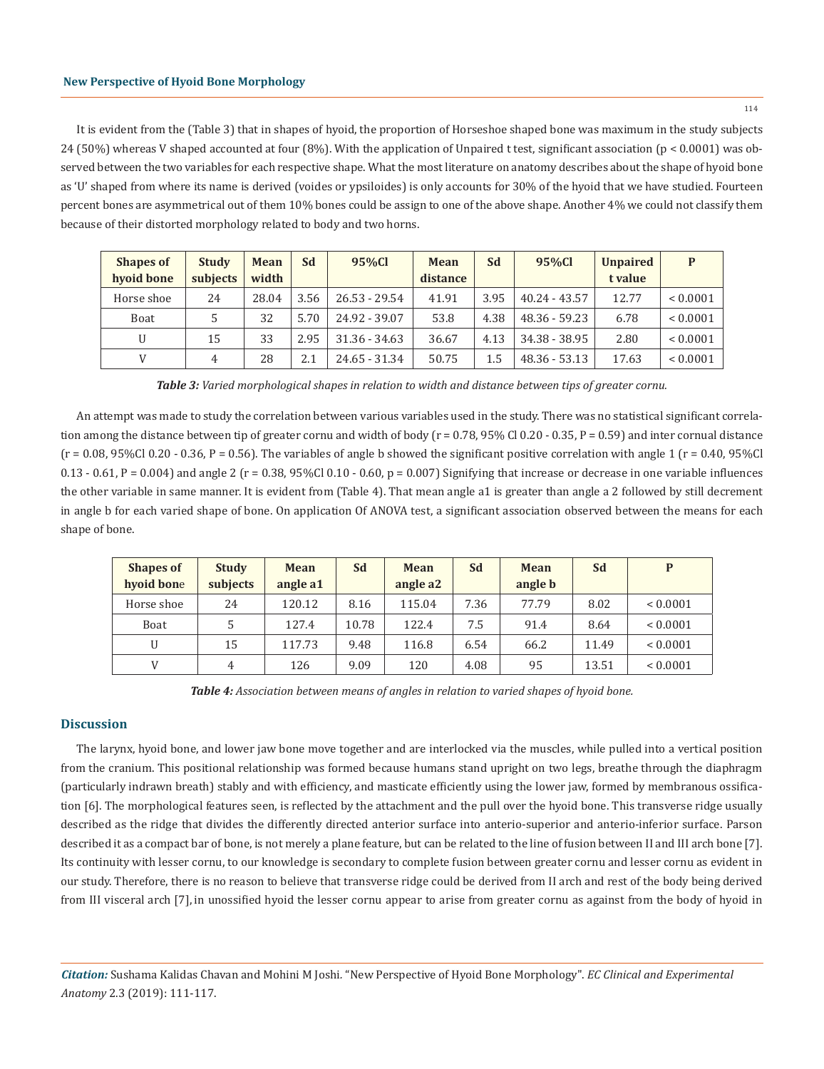It is evident from the (Table 3) that in shapes of hyoid, the proportion of Horseshoe shaped bone was maximum in the study subjects 24 (50%) whereas V shaped accounted at four (8%). With the application of Unpaired t test, significant association ($p < 0.0001$) was observed between the two variables for each respective shape. What the most literature on anatomy describes about the shape of hyoid bone as 'U' shaped from where its name is derived (voides or ypsiloides) is only accounts for 30% of the hyoid that we have studied. Fourteen percent bones are asymmetrical out of them 10% bones could be assign to one of the above shape. Another 4% we could not classify them because of their distorted morphology related to body and two horns.

| Shapes of hyoid bone | Study subjects | Mean width | Sd | 95%Cl | Mean distance | Sd | 95%Cl | Unpaired t value | P |
|---|---|---|---|---|---|---|---|---|---|
| Horse shoe | 24 | 28.04 | 3.56 | 26.53 - 29.54 | 41.91 | 3.95 | 40.24 - 43.57 | 12.77 | < 0.0001 |
| Boat | 5 | 32 | 5.70 | 24.92 - 39.07 | 53.8 | 4.38 | 48.36 - 59.23 | 6.78 | < 0.0001 |
| U | 15 | 33 | 2.95 | 31.36 - 34.63 | 36.67 | 4.13 | 34.38 - 38.95 | 2.80 | < 0.0001 |
| V | 4 | 28 | 2.1 | 24.65 - 31.34 | 50.75 | 1.5 | 48.36 - 53.13 | 17.63 | < 0.0001 |

***Table 3:*** *Varied morphological shapes in relation to width and distance between tips of greater cornu.*

An attempt was made to study the correlation between various variables used in the study. There was no statistical significant correlation among the distance between tip of greater cornu and width of body ($r = 0.78$, 95% Cl 0.20 - 0.35, $P = 0.59$) and inter cornual distance ($r = 0.08$, 95%Cl 0.20 - 0.36, $P = 0.56$). The variables of angle b showed the significant positive correlation with angle 1 ($r = 0.40$, 95%Cl 0.13 - 0.61, $P = 0.004$) and angle 2 ($r = 0.38$, 95%Cl 0.10 - 0.60, $p = 0.007$) Signifying that increase or decrease in one variable influences the other variable in same manner. It is evident from (Table 4). That mean angle a1 is greater than angle a 2 followed by still decrement in angle b for each varied shape of bone. On application Of ANOVA test, a significant association observed between the means for each shape of bone.

| Shapes of hyoid bone | Study subjects | Mean angle a1 | Sd | Mean angle a2 | Sd | Mean angle b | Sd | P |
|---|---|---|---|---|---|---|---|---|
| Horse shoe | 24 | 120.12 | 8.16 | 115.04 | 7.36 | 77.79 | 8.02 | < 0.0001 |
| Boat | 5 | 127.4 | 10.78 | 122.4 | 7.5 | 91.4 | 8.64 | < 0.0001 |
| U | 15 | 117.73 | 9.48 | 116.8 | 6.54 | 66.2 | 11.49 | < 0.0001 |
| V | 4 | 126 | 9.09 | 120 | 4.08 | 95 | 13.51 | < 0.0001 |

***Table 4:*** *Association between means of angles in relation to varied shapes of hyoid bone.*

## Discussion

The larynx, hyoid bone, and lower jaw bone move together and are interlocked via the muscles, while pulled into a vertical position from the cranium. This positional relationship was formed because humans stand upright on two legs, breathe through the diaphragm (particularly indrawn breath) stably and with efficiency, and masticate efficiently using the lower jaw, formed by membranous ossification [6]. The morphological features seen, is reflected by the attachment and the pull over the hyoid bone. This transverse ridge usually described as the ridge that divides the differently directed anterior surface into anterio-superior and anterio-inferior surface. Parson described it as a compact bar of bone, is not merely a plane feature, but can be related to the line of fusion between II and III arch bone [7]. Its continuity with lesser cornu, to our knowledge is secondary to complete fusion between greater cornu and lesser cornu as evident in our study. Therefore, there is no reason to believe that transverse ridge could be derived from II arch and rest of the body being derived from III visceral arch [7], in unossified hyoid the lesser cornu appear to arise from greater cornu as against from the body of hyoid in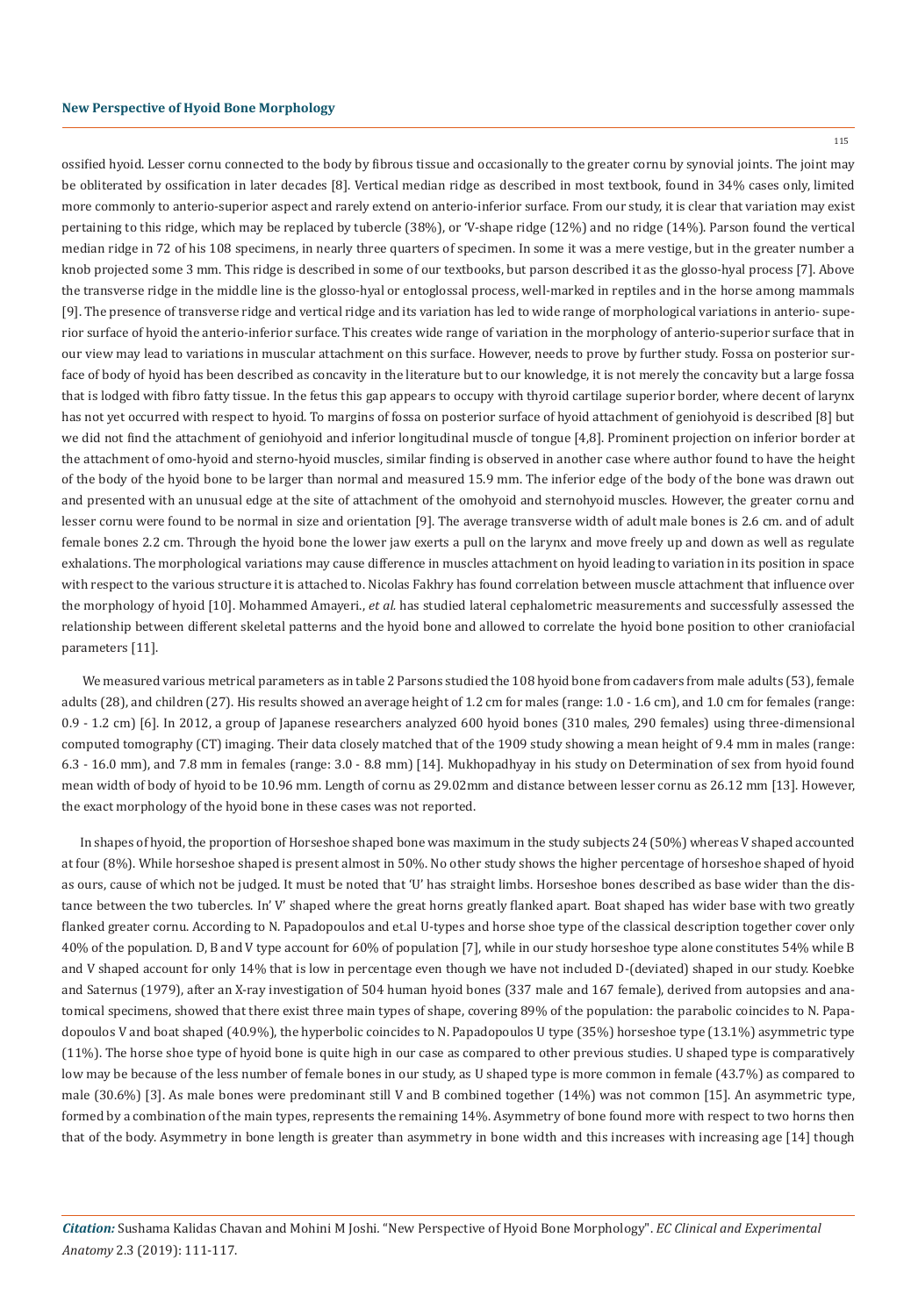ossified hyoid. Lesser cornu connected to the body by fibrous tissue and occasionally to the greater cornu by synovial joints. The joint may be obliterated by ossification in later decades [8]. Vertical median ridge as described in most textbook, found in 34% cases only, limited more commonly to anterio-superior aspect and rarely extend on anterio-inferior surface. From our study, it is clear that variation may exist pertaining to this ridge, which may be replaced by tubercle (38%), or 'V-shape ridge (12%) and no ridge (14%). Parson found the vertical median ridge in 72 of his 108 specimens, in nearly three quarters of specimen. In some it was a mere vestige, but in the greater number a knob projected some 3 mm. This ridge is described in some of our textbooks, but parson described it as the glosso-hyal process [7]. Above the transverse ridge in the middle line is the glosso-hyal or entoglossal process, well-marked in reptiles and in the horse among mammals [9]. The presence of transverse ridge and vertical ridge and its variation has led to wide range of morphological variations in anterio- superior surface of hyoid the anterio-inferior surface. This creates wide range of variation in the morphology of anterio-superior surface that in our view may lead to variations in muscular attachment on this surface. However, needs to prove by further study. Fossa on posterior surface of body of hyoid has been described as concavity in the literature but to our knowledge, it is not merely the concavity but a large fossa that is lodged with fibro fatty tissue. In the fetus this gap appears to occupy with thyroid cartilage superior border, where decent of larynx has not yet occurred with respect to hyoid. To margins of fossa on posterior surface of hyoid attachment of geniohyoid is described [8] but we did not find the attachment of geniohyoid and inferior longitudinal muscle of tongue [4,8]. Prominent projection on inferior border at the attachment of omo-hyoid and sterno-hyoid muscles, similar finding is observed in another case where author found to have the height of the body of the hyoid bone to be larger than normal and measured 15.9 mm. The inferior edge of the body of the bone was drawn out and presented with an unusual edge at the site of attachment of the omohyoid and sternohyoid muscles. However, the greater cornu and lesser cornu were found to be normal in size and orientation [9]. The average transverse width of adult male bones is 2.6 cm. and of adult female bones 2.2 cm. Through the hyoid bone the lower jaw exerts a pull on the larynx and move freely up and down as well as regulate exhalations. The morphological variations may cause difference in muscles attachment on hyoid leading to variation in its position in space with respect to the various structure it is attached to. Nicolas Fakhry has found correlation between muscle attachment that influence over the morphology of hyoid [10]. Mohammed Amayeri., *et al.* has studied lateral cephalometric measurements and successfully assessed the relationship between different skeletal patterns and the hyoid bone and allowed to correlate the hyoid bone position to other craniofacial parameters [11].

We measured various metrical parameters as in table 2 Parsons studied the 108 hyoid bone from cadavers from male adults (53), female adults (28), and children (27). His results showed an average height of 1.2 cm for males (range: 1.0 - 1.6 cm), and 1.0 cm for females (range: 0.9 - 1.2 cm) [6]. In 2012, a group of Japanese researchers analyzed 600 hyoid bones (310 males, 290 females) using three-dimensional computed tomography (CT) imaging. Their data closely matched that of the 1909 study showing a mean height of 9.4 mm in males (range: 6.3 - 16.0 mm), and 7.8 mm in females (range: 3.0 - 8.8 mm) [14]. Mukhopadhyay in his study on Determination of sex from hyoid found mean width of body of hyoid to be 10.96 mm. Length of cornu as 29.02mm and distance between lesser cornu as 26.12 mm [13]. However, the exact morphology of the hyoid bone in these cases was not reported.

In shapes of hyoid, the proportion of Horseshoe shaped bone was maximum in the study subjects 24 (50%) whereas V shaped accounted at four (8%). While horseshoe shaped is present almost in 50%. No other study shows the higher percentage of horseshoe shaped of hyoid as ours, cause of which not be judged. It must be noted that 'U' has straight limbs. Horseshoe bones described as base wider than the distance between the two tubercles. In' V' shaped where the great horns greatly flanked apart. Boat shaped has wider base with two greatly flanked greater cornu. According to N. Papadopoulos and et.al U-types and horse shoe type of the classical description together cover only 40% of the population. D, B and V type account for 60% of population [7], while in our study horseshoe type alone constitutes 54% while B and V shaped account for only 14% that is low in percentage even though we have not included D-(deviated) shaped in our study. Koebke and Saternus (1979), after an X-ray investigation of 504 human hyoid bones (337 male and 167 female), derived from autopsies and anatomical specimens, showed that there exist three main types of shape, covering 89% of the population: the parabolic coincides to N. Papadopoulos V and boat shaped (40.9%), the hyperbolic coincides to N. Papadopoulos U type (35%) horseshoe type (13.1%) asymmetric type (11%). The horse shoe type of hyoid bone is quite high in our case as compared to other previous studies. U shaped type is comparatively low may be because of the less number of female bones in our study, as U shaped type is more common in female (43.7%) as compared to male (30.6%) [3]. As male bones were predominant still V and B combined together (14%) was not common [15]. An asymmetric type, formed by a combination of the main types, represents the remaining 14%. Asymmetry of bone found more with respect to two horns then that of the body. Asymmetry in bone length is greater than asymmetry in bone width and this increases with increasing age [14] though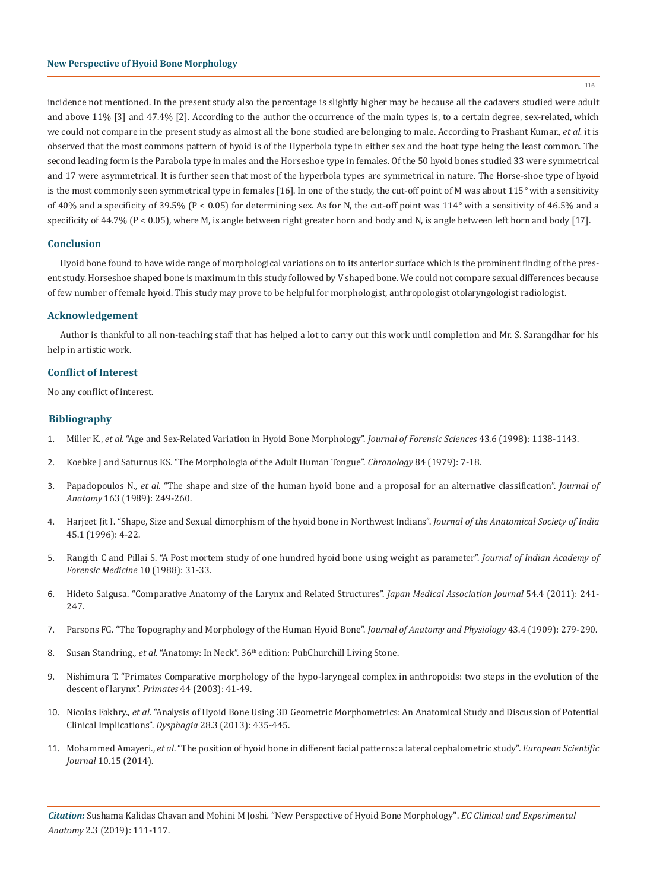incidence not mentioned. In the present study also the percentage is slightly higher may be because all the cadavers studied were adult and above 11% [3] and 47.4% [2]. According to the author the occurrence of the main types is, to a certain degree, sex-related, which we could not compare in the present study as almost all the bone studied are belonging to male. According to Prashant Kumar., *et al.* it is observed that the most commons pattern of hyoid is of the Hyperbola type in either sex and the boat type being the least common. The second leading form is the Parabola type in males and the Horseshoe type in females. Of the 50 hyoid bones studied 33 were symmetrical and 17 were asymmetrical. It is further seen that most of the hyperbola types are symmetrical in nature. The Horse-shoe type of hyoid is the most commonly seen symmetrical type in females [16]. In one of the study, the cut-off point of M was about 115° with a sensitivity of 40% and a specificity of 39.5% ($P < 0.05$) for determining sex. As for N, the cut-off point was 114° with a sensitivity of 46.5% and a specificity of 44.7% ($P < 0.05$), where M, is angle between right greater horn and body and N, is angle between left horn and body [17].

## Conclusion

Hyoid bone found to have wide range of morphological variations on to its anterior surface which is the prominent finding of the present study. Horseshoe shaped bone is maximum in this study followed by V shaped bone. We could not compare sexual differences because of few number of female hyoid. This study may prove to be helpful for morphologist, anthropologist otolaryngologist radiologist.

## Acknowledgement

Author is thankful to all non-teaching staff that has helped a lot to carry out this work until completion and Mr. S. Sarangdhar for his help in artistic work.

## Conflict of Interest

No any conflict of interest.

## Bibliography

1. Miller K., *et al.* "Age and Sex-Related Variation in Hyoid Bone Morphology". *Journal of Forensic Sciences* 43.6 (1998): 1138-1143.
2. Koebke J and Saturnus KS. "The Morphologia of the Adult Human Tongue". *Chronology* 84 (1979): 7-18.
3. Papadopoulos N., *et al.* "The shape and size of the human hyoid bone and a proposal for an alternative classification". *Journal of Anatomy* 163 (1989): 249-260.
4. Harjeet Jit I. "Shape, Size and Sexual dimorphism of the hyoid bone in Northwest Indians". *Journal of the Anatomical Society of India* 45.1 (1996): 4-22.
5. Rangith C and Pillai S. "A Post mortem study of one hundred hyoid bone using weight as parameter". *Journal of Indian Academy of Forensic Medicine* 10 (1988): 31-33.
6. Hideto Saigusa. "Comparative Anatomy of the Larynx and Related Structures". *Japan Medical Association Journal* 54.4 (2011): 241-247.
7. Parsons FG. "The Topography and Morphology of the Human Hyoid Bone". *Journal of Anatomy and Physiology* 43.4 (1909): 279-290.
8. Susan Standring., *et al.* "Anatomy: In Neck". 36th edition: PubChurchill Living Stone.
9. Nishimura T. "Primates Comparative morphology of the hypo-laryngeal complex in anthropoids: two steps in the evolution of the descent of larynx". *Primates* 44 (2003): 41-49.
10. Nicolas Fakhry., *et al.* "Analysis of Hyoid Bone Using 3D Geometric Morphometrics: An Anatomical Study and Discussion of Potential Clinical Implications". *Dysphagia* 28.3 (2013): 435-445.
11. Mohammed Amayeri., *et al.* "The position of hyoid bone in different facial patterns: a lateral cephalometric study". *European Scientific Journal* 10.15 (2014).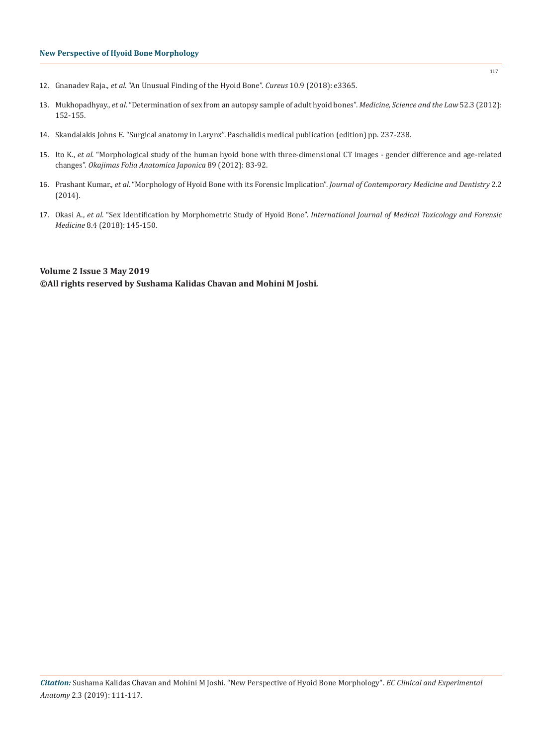12. Gnanadev Raja., *et al*. "An Unusual Finding of the Hyoid Bone". *Cureus* 10.9 (2018): e3365.
13. Mukhopadhyay., *et al*. "Determination of sex from an autopsy sample of adult hyoid bones". *Medicine, Science and the Law* 52.3 (2012): 152-155.
14. Skandalakis Johns E. "Surgical anatomy in Larynx". Paschalidis medical publication (edition) pp. 237-238.
15. Ito K., *et al*. "Morphological study of the human hyoid bone with three-dimensional CT images - gender difference and age-related changes". *Okajimas Folia Anatomica Japonica* 89 (2012): 83-92.
16. Prashant Kumar., *et al*. "Morphology of Hyoid Bone with its Forensic Implication". *Journal of Contemporary Medicine and Dentistry* 2.2 (2014).
17. Okasi A., *et al*. "Sex Identification by Morphometric Study of Hyoid Bone". *International Journal of Medical Toxicology and Forensic Medicine* 8.4 (2018): 145-150.

**Volume 2 Issue 3 May 2019**
**©All rights reserved by Sushama Kalidas Chavan and Mohini M Joshi.**